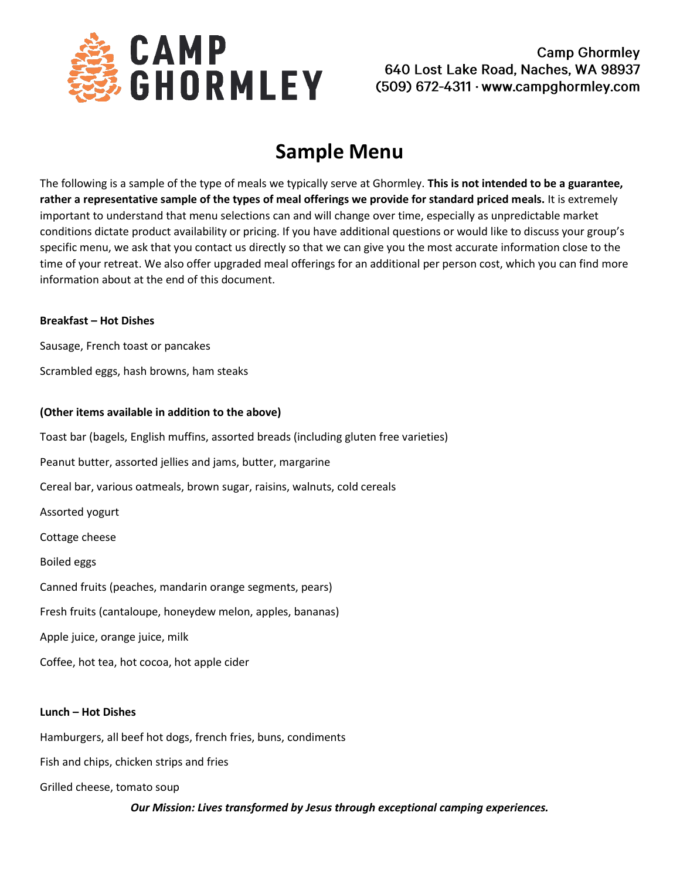# CAMP GHORMLEY

Camp Ghormley
640 Lost Lake Road, Naches, WA 98937
(509) 672-4311 · www.campghormley.com

## Sample Menu

The following is a sample of the type of meals we typically serve at Ghormley. **This is not intended to be a guarantee, rather a representative sample of the types of meal offerings we provide for standard priced meals.** It is extremely important to understand that menu selections can and will change over time, especially as unpredictable market conditions dictate product availability or pricing. If you have additional questions or would like to discuss your group's specific menu, we ask that you contact us directly so that we can give you the most accurate information close to the time of your retreat. We also offer upgraded meal offerings for an additional per person cost, which you can find more information about at the end of this document.

**Breakfast – Hot Dishes**

Sausage, French toast or pancakes

Scrambled eggs, hash browns, ham steaks

**(Other items available in addition to the above)**

Toast bar (bagels, English muffins, assorted breads (including gluten free varieties)

Peanut butter, assorted jellies and jams, butter, margarine

Cereal bar, various oatmeals, brown sugar, raisins, walnuts, cold cereals

Assorted yogurt

Cottage cheese

Boiled eggs

Canned fruits (peaches, mandarin orange segments, pears)

Fresh fruits (cantaloupe, honeydew melon, apples, bananas)

Apple juice, orange juice, milk

Coffee, hot tea, hot cocoa, hot apple cider

**Lunch – Hot Dishes**

Hamburgers, all beef hot dogs, french fries, buns, condiments

Fish and chips, chicken strips and fries

Grilled cheese, tomato soup

***Our Mission: Lives transformed by Jesus through exceptional camping experiences.***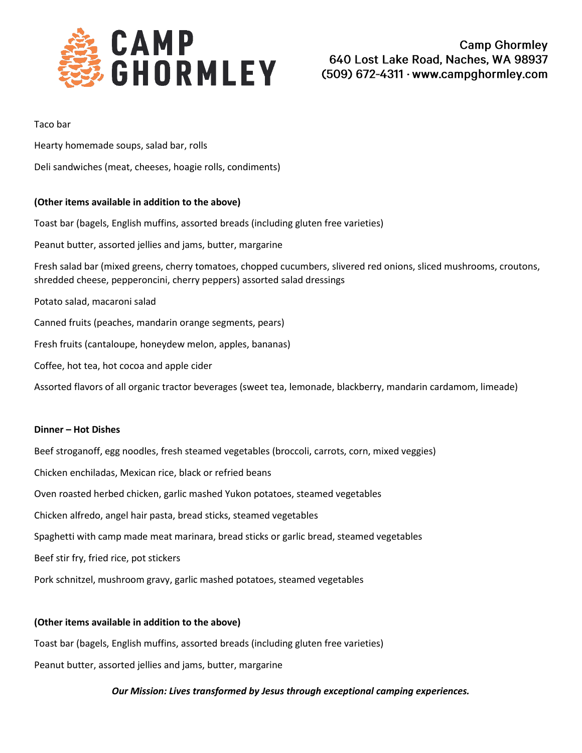Taco bar

Hearty homemade soups, salad bar, rolls

Deli sandwiches (meat, cheeses, hoagie rolls, condiments)

**(Other items available in addition to the above)**

Toast bar (bagels, English muffins, assorted breads (including gluten free varieties)

Peanut butter, assorted jellies and jams, butter, margarine

Fresh salad bar (mixed greens, cherry tomatoes, chopped cucumbers, slivered red onions, sliced mushrooms, croutons, shredded cheese, pepperoncini, cherry peppers) assorted salad dressings

Potato salad, macaroni salad

Canned fruits (peaches, mandarin orange segments, pears)

Fresh fruits (cantaloupe, honeydew melon, apples, bananas)

Coffee, hot tea, hot cocoa and apple cider

Assorted flavors of all organic tractor beverages (sweet tea, lemonade, blackberry, mandarin cardamom, limeade)

**Dinner – Hot Dishes**

Beef stroganoff, egg noodles, fresh steamed vegetables (broccoli, carrots, corn, mixed veggies)

Chicken enchiladas, Mexican rice, black or refried beans

Oven roasted herbed chicken, garlic mashed Yukon potatoes, steamed vegetables

Chicken alfredo, angel hair pasta, bread sticks, steamed vegetables

Spaghetti with camp made meat marinara, bread sticks or garlic bread, steamed vegetables

Beef stir fry, fried rice, pot stickers

Pork schnitzel, mushroom gravy, garlic mashed potatoes, steamed vegetables

**(Other items available in addition to the above)**

Toast bar (bagels, English muffins, assorted breads (including gluten free varieties)

Peanut butter, assorted jellies and jams, butter, margarine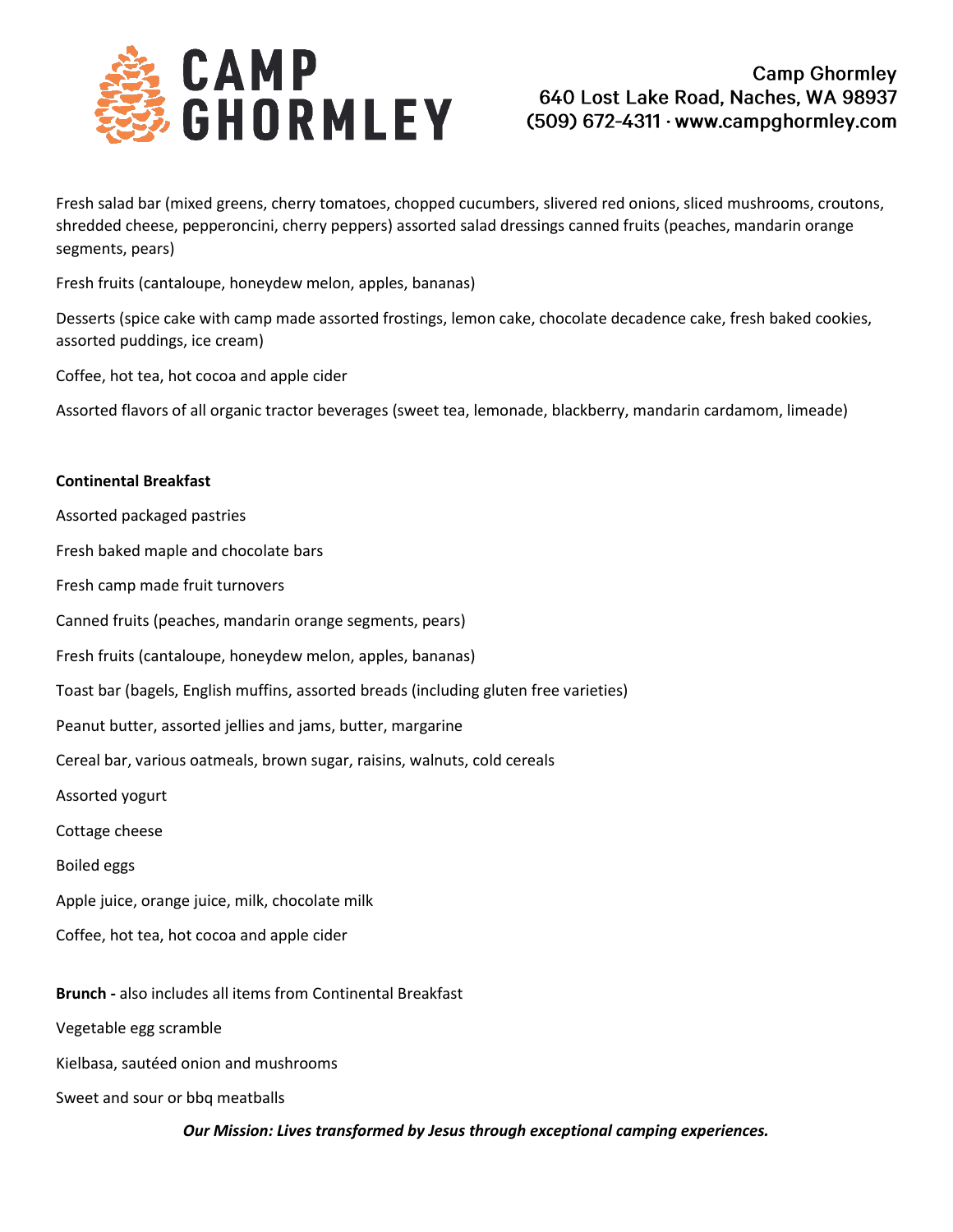Fresh salad bar (mixed greens, cherry tomatoes, chopped cucumbers, slivered red onions, sliced mushrooms, croutons, shredded cheese, pepperoncini, cherry peppers) assorted salad dressings canned fruits (peaches, mandarin orange segments, pears)

Fresh fruits (cantaloupe, honeydew melon, apples, bananas)

Desserts (spice cake with camp made assorted frostings, lemon cake, chocolate decadence cake, fresh baked cookies, assorted puddings, ice cream)

Coffee, hot tea, hot cocoa and apple cider

Assorted flavors of all organic tractor beverages (sweet tea, lemonade, blackberry, mandarin cardamom, limeade)

**Continental Breakfast**

Assorted packaged pastries

Fresh baked maple and chocolate bars

Fresh camp made fruit turnovers

Canned fruits (peaches, mandarin orange segments, pears)

Fresh fruits (cantaloupe, honeydew melon, apples, bananas)

Toast bar (bagels, English muffins, assorted breads (including gluten free varieties)

Peanut butter, assorted jellies and jams, butter, margarine

Cereal bar, various oatmeals, brown sugar, raisins, walnuts, cold cereals

Assorted yogurt

Cottage cheese

Boiled eggs

Apple juice, orange juice, milk, chocolate milk

Coffee, hot tea, hot cocoa and apple cider

**Brunch -** also includes all items from Continental Breakfast

Vegetable egg scramble

Kielbasa, sautéed onion and mushrooms

Sweet and sour or bbq meatballs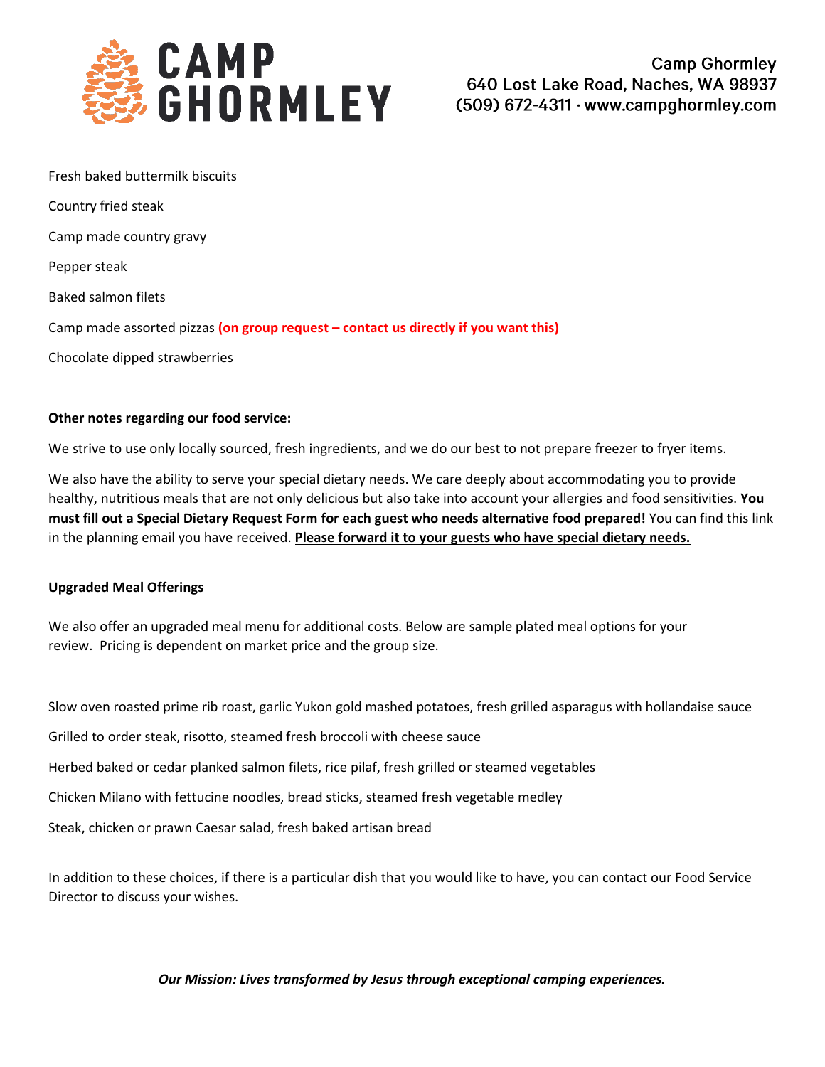Fresh baked buttermilk biscuits

Country fried steak

Camp made country gravy

Pepper steak

Baked salmon filets

Camp made assorted pizzas **(on group request – contact us directly if you want this)**

Chocolate dipped strawberries

**Other notes regarding our food service:**

We strive to use only locally sourced, fresh ingredients, and we do our best to not prepare freezer to fryer items.

We also have the ability to serve your special dietary needs. We care deeply about accommodating you to provide healthy, nutritious meals that are not only delicious but also take into account your allergies and food sensitivities. **You must fill out a Special Dietary Request Form for each guest who needs alternative food prepared!** You can find this link in the planning email you have received. **Please forward it to your guests who have special dietary needs.**

**Upgraded Meal Offerings**

We also offer an upgraded meal menu for additional costs. Below are sample plated meal options for your review. Pricing is dependent on market price and the group size.

Slow oven roasted prime rib roast, garlic Yukon gold mashed potatoes, fresh grilled asparagus with hollandaise sauce

Grilled to order steak, risotto, steamed fresh broccoli with cheese sauce

Herbed baked or cedar planked salmon filets, rice pilaf, fresh grilled or steamed vegetables

Chicken Milano with fettucine noodles, bread sticks, steamed fresh vegetable medley

Steak, chicken or prawn Caesar salad, fresh baked artisan bread

In addition to these choices, if there is a particular dish that you would like to have, you can contact our Food Service Director to discuss your wishes.